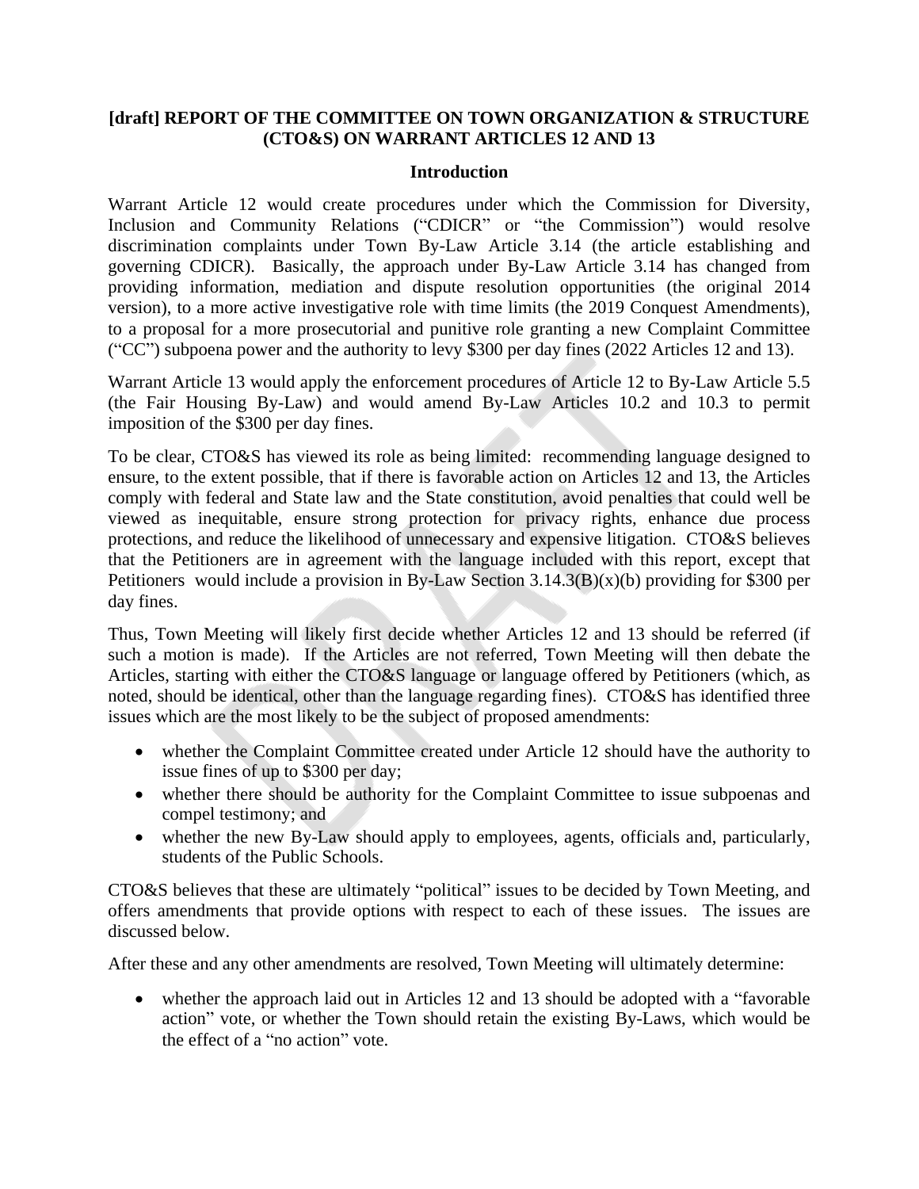# [draft] REPORT OF THE COMMITTEE ON TOWN ORGANIZATION & STRUCTURE (CTO&S) ON WARRANT ARTICLES 12 AND 13

## Introduction

Warrant Article 12 would create procedures under which the Commission for Diversity, Inclusion and Community Relations ("CDICR" or "the Commission") would resolve discrimination complaints under Town By-Law Article 3.14 (the article establishing and governing CDICR). Basically, the approach under By-Law Article 3.14 has changed from providing information, mediation and dispute resolution opportunities (the original 2014 version), to a more active investigative role with time limits (the 2019 Conquest Amendments), to a proposal for a more prosecutorial and punitive role granting a new Complaint Committee ("CC") subpoena power and the authority to levy $300 per day fines (2022 Articles 12 and 13).

Warrant Article 13 would apply the enforcement procedures of Article 12 to By-Law Article 5.5 (the Fair Housing By-Law) and would amend By-Law Articles 10.2 and 10.3 to permit imposition of the $300 per day fines.

To be clear, CTO&S has viewed its role as being limited: recommending language designed to ensure, to the extent possible, that if there is favorable action on Articles 12 and 13, the Articles comply with federal and State law and the State constitution, avoid penalties that could well be viewed as inequitable, ensure strong protection for privacy rights, enhance due process protections, and reduce the likelihood of unnecessary and expensive litigation. CTO&S believes that the Petitioners are in agreement with the language included with this report, except that Petitioners would include a provision in By-Law Section 3.14.3(B)(x)(b) providing for $300 per day fines.

Thus, Town Meeting will likely first decide whether Articles 12 and 13 should be referred (if such a motion is made). If the Articles are not referred, Town Meeting will then debate the Articles, starting with either the CTO&S language or language offered by Petitioners (which, as noted, should be identical, other than the language regarding fines). CTO&S has identified three issues which are the most likely to be the subject of proposed amendments:

- whether the Complaint Committee created under Article 12 should have the authority to issue fines of up to $300 per day;
- whether there should be authority for the Complaint Committee to issue subpoenas and compel testimony; and
- whether the new By-Law should apply to employees, agents, officials and, particularly, students of the Public Schools.

CTO&S believes that these are ultimately "political" issues to be decided by Town Meeting, and offers amendments that provide options with respect to each of these issues. The issues are discussed below.

After these and any other amendments are resolved, Town Meeting will ultimately determine:

- whether the approach laid out in Articles 12 and 13 should be adopted with a "favorable action" vote, or whether the Town should retain the existing By-Laws, which would be the effect of a "no action" vote.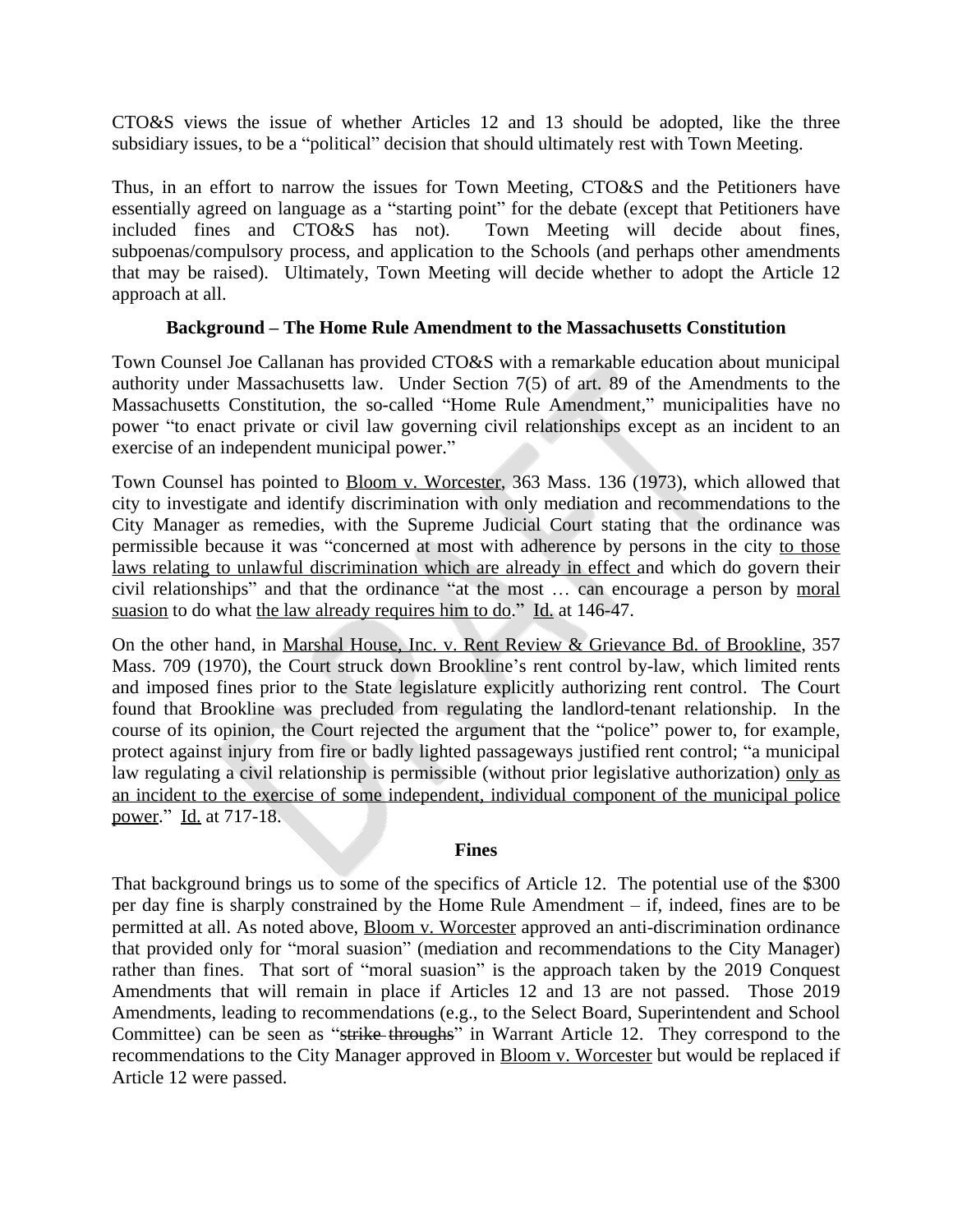CTO&S views the issue of whether Articles 12 and 13 should be adopted, like the three subsidiary issues, to be a "political" decision that should ultimately rest with Town Meeting.

Thus, in an effort to narrow the issues for Town Meeting, CTO&S and the Petitioners have essentially agreed on language as a "starting point" for the debate (except that Petitioners have included fines and CTO&S has not). Town Meeting will decide about fines, subpoenas/compulsory process, and application to the Schools (and perhaps other amendments that may be raised). Ultimately, Town Meeting will decide whether to adopt the Article 12 approach at all.

**Background – The Home Rule Amendment to the Massachusetts Constitution**

Town Counsel Joe Callanan has provided CTO&S with a remarkable education about municipal authority under Massachusetts law. Under Section 7(5) of art. 89 of the Amendments to the Massachusetts Constitution, the so-called "Home Rule Amendment," municipalities have no power "to enact private or civil law governing civil relationships except as an incident to an exercise of an independent municipal power."

Town Counsel has pointed to Bloom v. Worcester, 363 Mass. 136 (1973), which allowed that city to investigate and identify discrimination with only mediation and recommendations to the City Manager as remedies, with the Supreme Judicial Court stating that the ordinance was permissible because it was "concerned at most with adherence by persons in the city to those laws relating to unlawful discrimination which are already in effect and which do govern their civil relationships" and that the ordinance "at the most … can encourage a person by moral suasion to do what the law already requires him to do." Id. at 146-47.

On the other hand, in Marshal House, Inc. v. Rent Review & Grievance Bd. of Brookline, 357 Mass. 709 (1970), the Court struck down Brookline's rent control by-law, which limited rents and imposed fines prior to the State legislature explicitly authorizing rent control. The Court found that Brookline was precluded from regulating the landlord-tenant relationship. In the course of its opinion, the Court rejected the argument that the "police" power to, for example, protect against injury from fire or badly lighted passageways justified rent control; "a municipal law regulating a civil relationship is permissible (without prior legislative authorization) only as an incident to the exercise of some independent, individual component of the municipal police power." Id. at 717-18.

**Fines**

That background brings us to some of the specifics of Article 12. The potential use of the $300 per day fine is sharply constrained by the Home Rule Amendment – if, indeed, fines are to be permitted at all. As noted above, Bloom v. Worcester approved an anti-discrimination ordinance that provided only for "moral suasion" (mediation and recommendations to the City Manager) rather than fines. That sort of "moral suasion" is the approach taken by the 2019 Conquest Amendments that will remain in place if Articles 12 and 13 are not passed. Those 2019 Amendments, leading to recommendations (e.g., to the Select Board, Superintendent and School Committee) can be seen as "~~strike throughs~~" in Warrant Article 12. They correspond to the recommendations to the City Manager approved in Bloom v. Worcester but would be replaced if Article 12 were passed.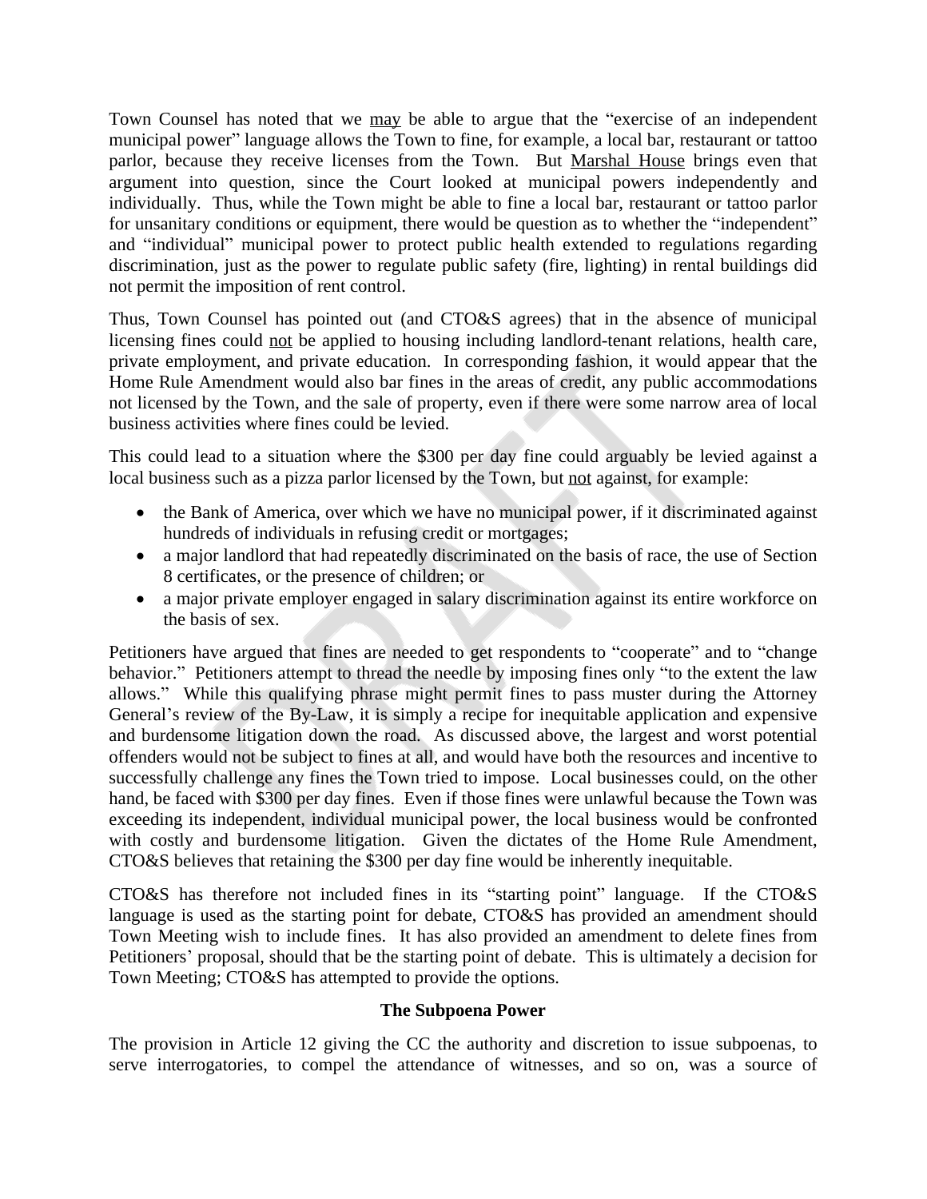Town Counsel has noted that we may be able to argue that the "exercise of an independent municipal power" language allows the Town to fine, for example, a local bar, restaurant or tattoo parlor, because they receive licenses from the Town. But Marshal House brings even that argument into question, since the Court looked at municipal powers independently and individually. Thus, while the Town might be able to fine a local bar, restaurant or tattoo parlor for unsanitary conditions or equipment, there would be question as to whether the "independent" and "individual" municipal power to protect public health extended to regulations regarding discrimination, just as the power to regulate public safety (fire, lighting) in rental buildings did not permit the imposition of rent control.

Thus, Town Counsel has pointed out (and CTO&S agrees) that in the absence of municipal licensing fines could not be applied to housing including landlord-tenant relations, health care, private employment, and private education. In corresponding fashion, it would appear that the Home Rule Amendment would also bar fines in the areas of credit, any public accommodations not licensed by the Town, and the sale of property, even if there were some narrow area of local business activities where fines could be levied.

This could lead to a situation where the $300 per day fine could arguably be levied against a local business such as a pizza parlor licensed by the Town, but not against, for example:

- the Bank of America, over which we have no municipal power, if it discriminated against hundreds of individuals in refusing credit or mortgages;
- a major landlord that had repeatedly discriminated on the basis of race, the use of Section 8 certificates, or the presence of children; or
- a major private employer engaged in salary discrimination against its entire workforce on the basis of sex.

Petitioners have argued that fines are needed to get respondents to "cooperate" and to "change behavior." Petitioners attempt to thread the needle by imposing fines only "to the extent the law allows." While this qualifying phrase might permit fines to pass muster during the Attorney General's review of the By-Law, it is simply a recipe for inequitable application and expensive and burdensome litigation down the road. As discussed above, the largest and worst potential offenders would not be subject to fines at all, and would have both the resources and incentive to successfully challenge any fines the Town tried to impose. Local businesses could, on the other hand, be faced with $300 per day fines. Even if those fines were unlawful because the Town was exceeding its independent, individual municipal power, the local business would be confronted with costly and burdensome litigation. Given the dictates of the Home Rule Amendment, CTO&S believes that retaining the $300 per day fine would be inherently inequitable.

CTO&S has therefore not included fines in its "starting point" language. If the CTO&S language is used as the starting point for debate, CTO&S has provided an amendment should Town Meeting wish to include fines. It has also provided an amendment to delete fines from Petitioners' proposal, should that be the starting point of debate. This is ultimately a decision for Town Meeting; CTO&S has attempted to provide the options.

**The Subpoena Power**

The provision in Article 12 giving the CC the authority and discretion to issue subpoenas, to serve interrogatories, to compel the attendance of witnesses, and so on, was a source of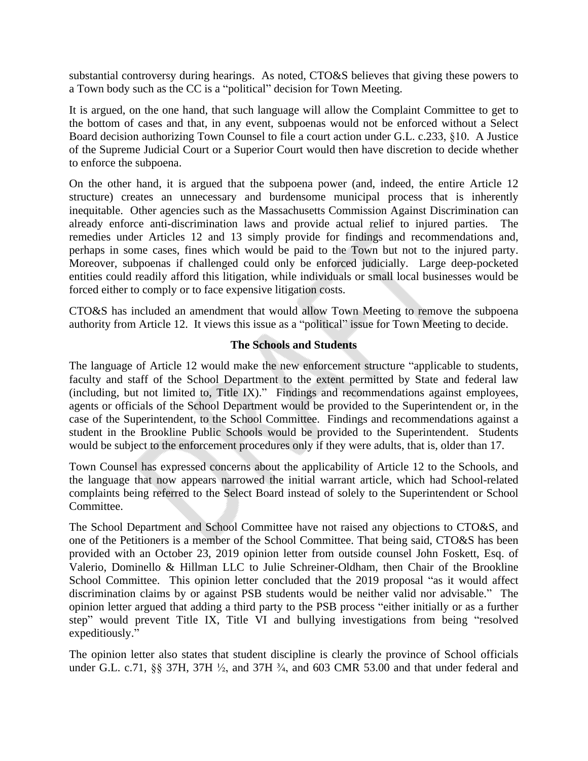substantial controversy during hearings. As noted, CTO&S believes that giving these powers to a Town body such as the CC is a "political" decision for Town Meeting.

It is argued, on the one hand, that such language will allow the Complaint Committee to get to the bottom of cases and that, in any event, subpoenas would not be enforced without a Select Board decision authorizing Town Counsel to file a court action under G.L. c.233, §10. A Justice of the Supreme Judicial Court or a Superior Court would then have discretion to decide whether to enforce the subpoena.

On the other hand, it is argued that the subpoena power (and, indeed, the entire Article 12 structure) creates an unnecessary and burdensome municipal process that is inherently inequitable. Other agencies such as the Massachusetts Commission Against Discrimination can already enforce anti-discrimination laws and provide actual relief to injured parties. The remedies under Articles 12 and 13 simply provide for findings and recommendations and, perhaps in some cases, fines which would be paid to the Town but not to the injured party. Moreover, subpoenas if challenged could only be enforced judicially. Large deep-pocketed entities could readily afford this litigation, while individuals or small local businesses would be forced either to comply or to face expensive litigation costs.

CTO&S has included an amendment that would allow Town Meeting to remove the subpoena authority from Article 12. It views this issue as a "political" issue for Town Meeting to decide.

**The Schools and Students**

The language of Article 12 would make the new enforcement structure "applicable to students, faculty and staff of the School Department to the extent permitted by State and federal law (including, but not limited to, Title IX)." Findings and recommendations against employees, agents or officials of the School Department would be provided to the Superintendent or, in the case of the Superintendent, to the School Committee. Findings and recommendations against a student in the Brookline Public Schools would be provided to the Superintendent. Students would be subject to the enforcement procedures only if they were adults, that is, older than 17.

Town Counsel has expressed concerns about the applicability of Article 12 to the Schools, and the language that now appears narrowed the initial warrant article, which had School-related complaints being referred to the Select Board instead of solely to the Superintendent or School Committee.

The School Department and School Committee have not raised any objections to CTO&S, and one of the Petitioners is a member of the School Committee. That being said, CTO&S has been provided with an October 23, 2019 opinion letter from outside counsel John Foskett, Esq. of Valerio, Dominello & Hillman LLC to Julie Schreiner-Oldham, then Chair of the Brookline School Committee. This opinion letter concluded that the 2019 proposal "as it would affect discrimination claims by or against PSB students would be neither valid nor advisable." The opinion letter argued that adding a third party to the PSB process "either initially or as a further step" would prevent Title IX, Title VI and bullying investigations from being "resolved expeditiously."

The opinion letter also states that student discipline is clearly the province of School officials under G.L. c.71, §§ 37H, 37H ½, and 37H ¾, and 603 CMR 53.00 and that under federal and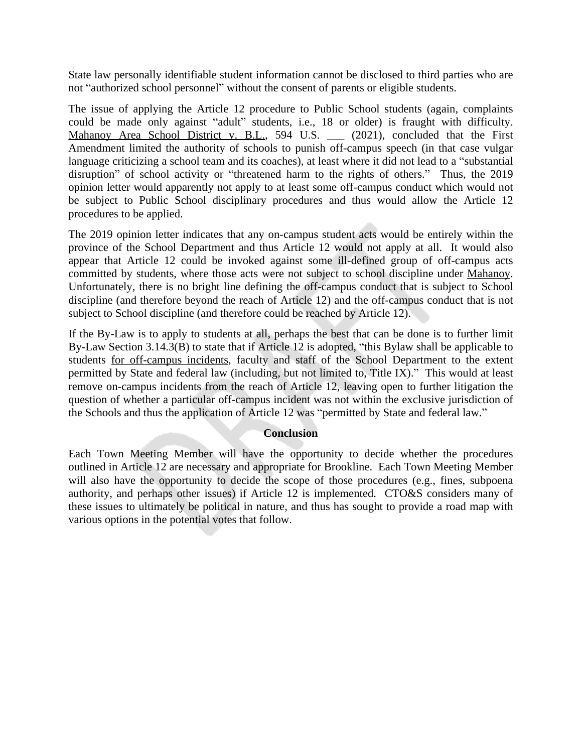State law personally identifiable student information cannot be disclosed to third parties who are not "authorized school personnel" without the consent of parents or eligible students.

The issue of applying the Article 12 procedure to Public School students (again, complaints could be made only against "adult" students, i.e., 18 or older) is fraught with difficulty. Mahanoy Area School District v. B.L., 594 U.S. ___ (2021), concluded that the First Amendment limited the authority of schools to punish off-campus speech (in that case vulgar language criticizing a school team and its coaches), at least where it did not lead to a "substantial disruption" of school activity or "threatened harm to the rights of others." Thus, the 2019 opinion letter would apparently not apply to at least some off-campus conduct which would not be subject to Public School disciplinary procedures and thus would allow the Article 12 procedures to be applied.

The 2019 opinion letter indicates that any on-campus student acts would be entirely within the province of the School Department and thus Article 12 would not apply at all. It would also appear that Article 12 could be invoked against some ill-defined group of off-campus acts committed by students, where those acts were not subject to school discipline under Mahanoy. Unfortunately, there is no bright line defining the off-campus conduct that is subject to School discipline (and therefore beyond the reach of Article 12) and the off-campus conduct that is not subject to School discipline (and therefore could be reached by Article 12).

If the By-Law is to apply to students at all, perhaps the best that can be done is to further limit By-Law Section 3.14.3(B) to state that if Article 12 is adopted, "this Bylaw shall be applicable to students for off-campus incidents, faculty and staff of the School Department to the extent permitted by State and federal law (including, but not limited to, Title IX)." This would at least remove on-campus incidents from the reach of Article 12, leaving open to further litigation the question of whether a particular off-campus incident was not within the exclusive jurisdiction of the Schools and thus the application of Article 12 was "permitted by State and federal law."

**Conclusion**

Each Town Meeting Member will have the opportunity to decide whether the procedures outlined in Article 12 are necessary and appropriate for Brookline. Each Town Meeting Member will also have the opportunity to decide the scope of those procedures (e.g., fines, subpoena authority, and perhaps other issues) if Article 12 is implemented. CTO&S considers many of these issues to ultimately be political in nature, and thus has sought to provide a road map with various options in the potential votes that follow.